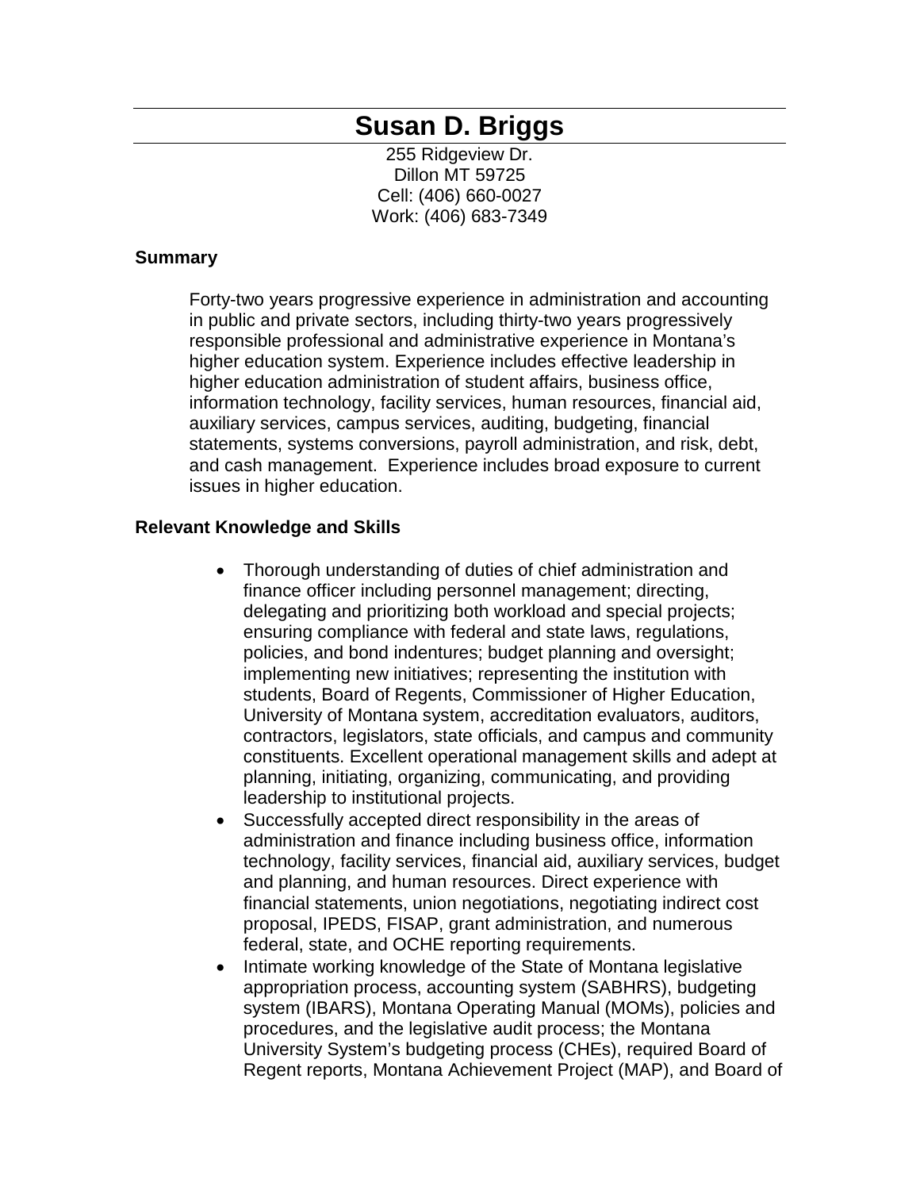# Susan D. Briggs

255 Ridgeview Dr.
Dillon MT 59725
Cell: (406) 660-0027
Work: (406) 683-7349

## Summary

Forty-two years progressive experience in administration and accounting in public and private sectors, including thirty-two years progressively responsible professional and administrative experience in Montana's higher education system. Experience includes effective leadership in higher education administration of student affairs, business office, information technology, facility services, human resources, financial aid, auxiliary services, campus services, auditing, budgeting, financial statements, systems conversions, payroll administration, and risk, debt, and cash management. Experience includes broad exposure to current issues in higher education.

## Relevant Knowledge and Skills

- Thorough understanding of duties of chief administration and finance officer including personnel management; directing, delegating and prioritizing both workload and special projects; ensuring compliance with federal and state laws, regulations, policies, and bond indentures; budget planning and oversight; implementing new initiatives; representing the institution with students, Board of Regents, Commissioner of Higher Education, University of Montana system, accreditation evaluators, auditors, contractors, legislators, state officials, and campus and community constituents. Excellent operational management skills and adept at planning, initiating, organizing, communicating, and providing leadership to institutional projects.
- Successfully accepted direct responsibility in the areas of administration and finance including business office, information technology, facility services, financial aid, auxiliary services, budget and planning, and human resources. Direct experience with financial statements, union negotiations, negotiating indirect cost proposal, IPEDS, FISAP, grant administration, and numerous federal, state, and OCHE reporting requirements.
- Intimate working knowledge of the State of Montana legislative appropriation process, accounting system (SABHRS), budgeting system (IBARS), Montana Operating Manual (MOMs), policies and procedures, and the legislative audit process; the Montana University System's budgeting process (CHEs), required Board of Regent reports, Montana Achievement Project (MAP), and Board of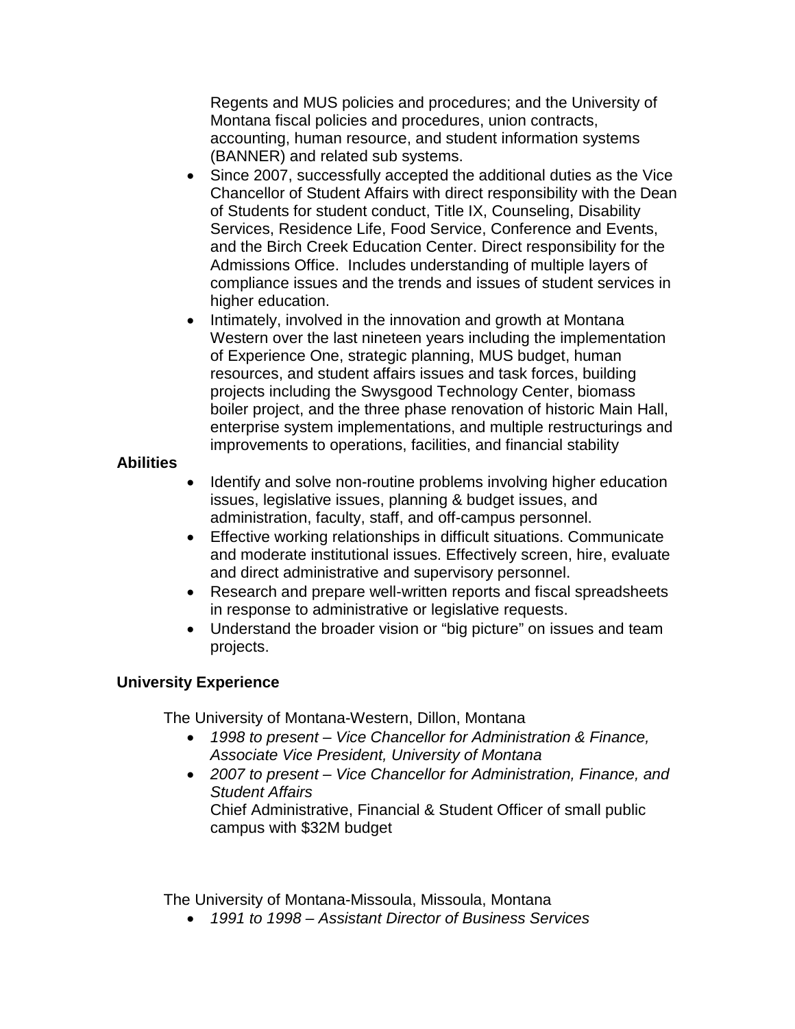Regents and MUS policies and procedures; and the University of Montana fiscal policies and procedures, union contracts, accounting, human resource, and student information systems (BANNER) and related sub systems.

- Since 2007, successfully accepted the additional duties as the Vice Chancellor of Student Affairs with direct responsibility with the Dean of Students for student conduct, Title IX, Counseling, Disability Services, Residence Life, Food Service, Conference and Events, and the Birch Creek Education Center. Direct responsibility for the Admissions Office. Includes understanding of multiple layers of compliance issues and the trends and issues of student services in higher education.
- Intimately, involved in the innovation and growth at Montana Western over the last nineteen years including the implementation of Experience One, strategic planning, MUS budget, human resources, and student affairs issues and task forces, building projects including the Swysgood Technology Center, biomass boiler project, and the three phase renovation of historic Main Hall, enterprise system implementations, and multiple restructurings and improvements to operations, facilities, and financial stability

**Abilities**

- Identify and solve non-routine problems involving higher education issues, legislative issues, planning & budget issues, and administration, faculty, staff, and off-campus personnel.
- Effective working relationships in difficult situations. Communicate and moderate institutional issues. Effectively screen, hire, evaluate and direct administrative and supervisory personnel.
- Research and prepare well-written reports and fiscal spreadsheets in response to administrative or legislative requests.
- Understand the broader vision or "big picture" on issues and team projects.

**University Experience**

The University of Montana-Western, Dillon, Montana

- *1998 to present – Vice Chancellor for Administration & Finance, Associate Vice President, University of Montana*
- *2007 to present – Vice Chancellor for Administration, Finance, and Student Affairs*
  Chief Administrative, Financial & Student Officer of small public campus with $32M budget

The University of Montana-Missoula, Missoula, Montana

- *1991 to 1998 – Assistant Director of Business Services*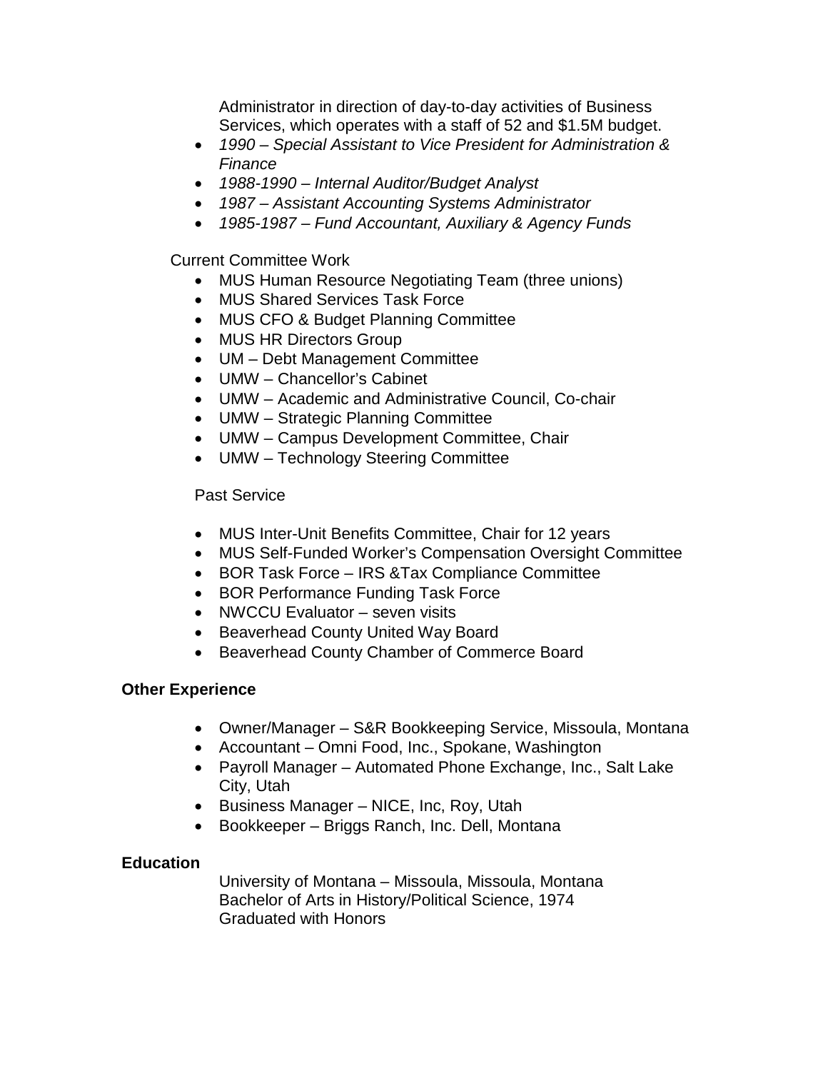Administrator in direction of day-to-day activities of Business Services, which operates with a staff of 52 and $1.5M budget.

- *1990 – Special Assistant to Vice President for Administration & Finance*
- *1988-1990 – Internal Auditor/Budget Analyst*
- *1987 – Assistant Accounting Systems Administrator*
- *1985-1987 – Fund Accountant, Auxiliary & Agency Funds*

Current Committee Work

- MUS Human Resource Negotiating Team (three unions)
- MUS Shared Services Task Force
- MUS CFO & Budget Planning Committee
- MUS HR Directors Group
- UM – Debt Management Committee
- UMW – Chancellor's Cabinet
- UMW – Academic and Administrative Council, Co-chair
- UMW – Strategic Planning Committee
- UMW – Campus Development Committee, Chair
- UMW – Technology Steering Committee

Past Service

- MUS Inter-Unit Benefits Committee, Chair for 12 years
- MUS Self-Funded Worker's Compensation Oversight Committee
- BOR Task Force – IRS &Tax Compliance Committee
- BOR Performance Funding Task Force
- NWCCU Evaluator – seven visits
- Beaverhead County United Way Board
- Beaverhead County Chamber of Commerce Board

**Other Experience**

- Owner/Manager – S&R Bookkeeping Service, Missoula, Montana
- Accountant – Omni Food, Inc., Spokane, Washington
- Payroll Manager – Automated Phone Exchange, Inc., Salt Lake City, Utah
- Business Manager – NICE, Inc, Roy, Utah
- Bookkeeper – Briggs Ranch, Inc. Dell, Montana

**Education**

University of Montana – Missoula, Missoula, Montana
Bachelor of Arts in History/Political Science, 1974
Graduated with Honors